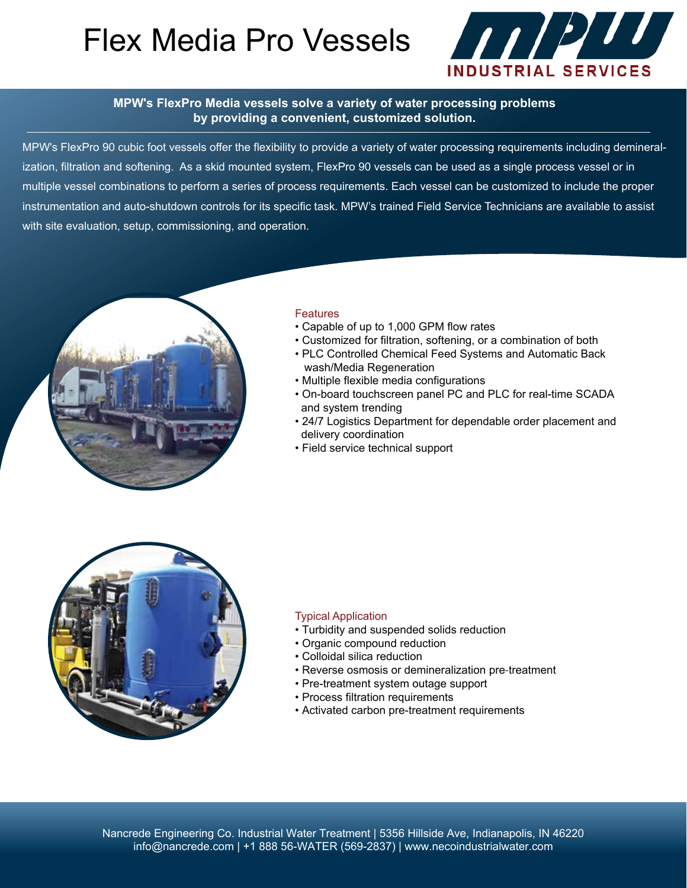# Flex Media Pro Vessels

MPW INDUSTRIAL SERVICES

**MPW's FlexPro Media vessels solve a variety of water processing problems by providing a convenient, customized solution.**

MPW's FlexPro 90 cubic foot vessels offer the flexibility to provide a variety of water processing requirements including demineralization, filtration and softening. As a skid mounted system, FlexPro 90 vessels can be used as a single process vessel or in multiple vessel combinations to perform a series of process requirements. Each vessel can be customized to include the proper instrumentation and auto-shutdown controls for its specific task. MPW's trained Field Service Technicians are available to assist with site evaluation, setup, commissioning, and operation.

## Features

- Capable of up to 1,000 GPM flow rates
- Customized for filtration, softening, or a combination of both
- PLC Controlled Chemical Feed Systems and Automatic Back wash/Media Regeneration
- Multiple flexible media configurations
- On-board touchscreen panel PC and PLC for real-time SCADA and system trending
- 24/7 Logistics Department for dependable order placement and delivery coordination
- Field service technical support

## Typical Application

- Turbidity and suspended solids reduction
- Organic compound reduction
- Colloidal silica reduction
- Reverse osmosis or demineralization pre-treatment
- Pre-treatment system outage support
- Process filtration requirements
- Activated carbon pre-treatment requirements

Nancrede Engineering Co. Industrial Water Treatment | 5356 Hillside Ave, Indianapolis, IN 46220
info@nancrede.com | +1 888 56-WATER (569-2837) | www.necoindustrialwater.com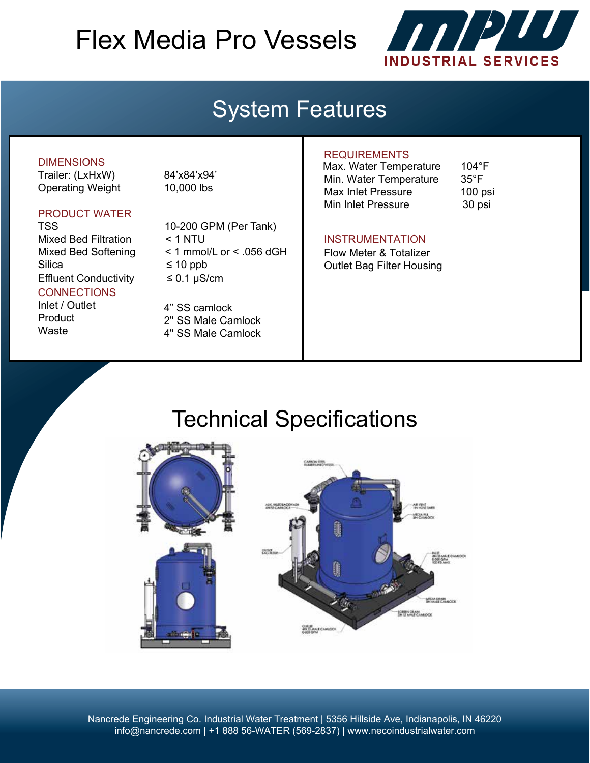# Flex Media Pro Vessels

MPW INDUSTRIAL SERVICES

## System Features

DIMENSIONS

| | |
|---|---|
| Trailer: (LxHxW) | 84'x84'x94' |
| Operating Weight | 10,000 lbs |

PRODUCT WATER

| | |
|---|---|
| TSS | 10-200 GPM (Per Tank) |
| Mixed Bed Filtration | < 1 NTU |
| Mixed Bed Softening | < 1 mmol/L or < .056 dGH |
| Silica | ≤ 10 ppb |
| Effluent Conductivity | ≤ 0.1 μS/cm |

CONNECTIONS

| | |
|---|---|
| Inlet / Outlet | 4" SS camlock |
| Product | 2" SS Male Camlock |
| Waste | 4" SS Male Camlock |

REQUIREMENTS

| | |
|---|---|
| Max. Water Temperature | 104°F |
| Min. Water Temperature | 35°F |
| Max Inlet Pressure | 100 psi |
| Min Inlet Pressure | 30 psi |

INSTRUMENTATION

Flow Meter & Totalizer
Outlet Bag Filter Housing

## Technical Specifications

Nancrede Engineering Co. Industrial Water Treatment | 5356 Hillside Ave, Indianapolis, IN 46220
info@nancrede.com | +1 888 56-WATER (569-2837) | www.necoindustrialwater.com